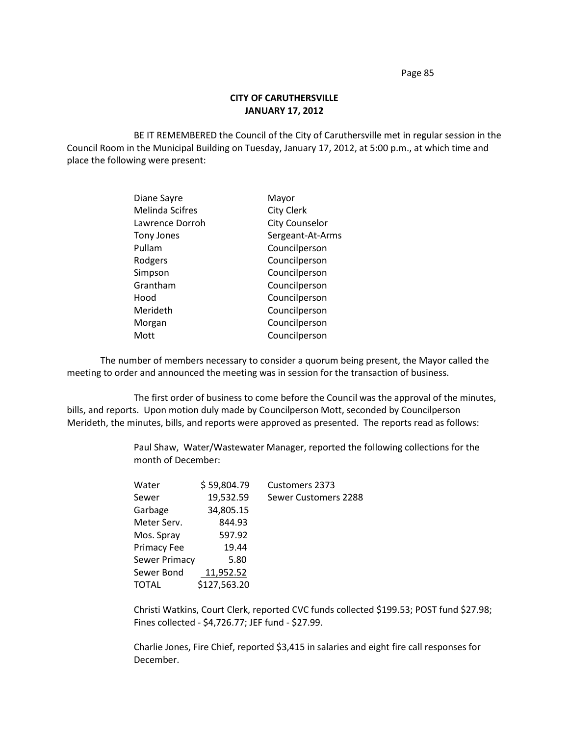**CITY OF CARUTHERSVILLE**
**JANUARY 17, 2012**

BE IT REMEMBERED the Council of the City of Caruthersville met in regular session in the Council Room in the Municipal Building on Tuesday, January 17, 2012, at 5:00 p.m., at which time and place the following were present:

| | |
|---|---|
| Diane Sayre | Mayor |
| Melinda Scifres | City Clerk |
| Lawrence Dorroh | City Counselor |
| Tony Jones | Sergeant-At-Arms |
| Pullam | Councilperson |
| Rodgers | Councilperson |
| Simpson | Councilperson |
| Grantham | Councilperson |
| Hood | Councilperson |
| Merideth | Councilperson |
| Morgan | Councilperson |
| Mott | Councilperson |

The number of members necessary to consider a quorum being present, the Mayor called the meeting to order and announced the meeting was in session for the transaction of business.

The first order of business to come before the Council was the approval of the minutes, bills, and reports. Upon motion duly made by Councilperson Mott, seconded by Councilperson Merideth, the minutes, bills, and reports were approved as presented. The reports read as follows:

Paul Shaw, Water/Wastewater Manager, reported the following collections for the month of December:

| | | |
|---|---|---|
| Water | $ 59,804.79 | Customers 2373 |
| Sewer | 19,532.59 | Sewer Customers 2288 |
| Garbage | 34,805.15 | |
| Meter Serv. | 844.93 | |
| Mos. Spray | 597.92 | |
| Primacy Fee | 19.44 | |
| Sewer Primacy | 5.80 | |
| Sewer Bond | 11,952.52 | |
| TOTAL | $127,563.20 | |

Christi Watkins, Court Clerk, reported CVC funds collected $199.53; POST fund $27.98; Fines collected - $4,726.77; JEF fund - $27.99.

Charlie Jones, Fire Chief, reported $3,415 in salaries and eight fire call responses for December.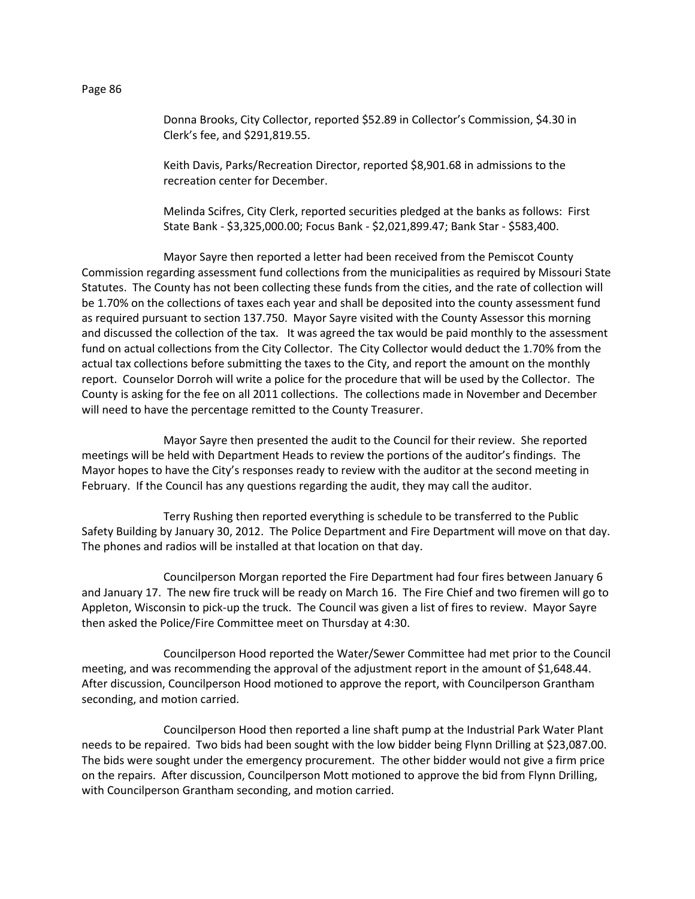Donna Brooks, City Collector, reported $52.89 in Collector's Commission, $4.30 in Clerk's fee, and $291,819.55.

Keith Davis, Parks/Recreation Director, reported $8,901.68 in admissions to the recreation center for December.

Melinda Scifres, City Clerk, reported securities pledged at the banks as follows: First State Bank - $3,325,000.00; Focus Bank - $2,021,899.47; Bank Star - $583,400.

Mayor Sayre then reported a letter had been received from the Pemiscot County Commission regarding assessment fund collections from the municipalities as required by Missouri State Statutes. The County has not been collecting these funds from the cities, and the rate of collection will be 1.70% on the collections of taxes each year and shall be deposited into the county assessment fund as required pursuant to section 137.750. Mayor Sayre visited with the County Assessor this morning and discussed the collection of the tax. It was agreed the tax would be paid monthly to the assessment fund on actual collections from the City Collector. The City Collector would deduct the 1.70% from the actual tax collections before submitting the taxes to the City, and report the amount on the monthly report. Counselor Dorroh will write a police for the procedure that will be used by the Collector. The County is asking for the fee on all 2011 collections. The collections made in November and December will need to have the percentage remitted to the County Treasurer.

Mayor Sayre then presented the audit to the Council for their review. She reported meetings will be held with Department Heads to review the portions of the auditor's findings. The Mayor hopes to have the City's responses ready to review with the auditor at the second meeting in February. If the Council has any questions regarding the audit, they may call the auditor.

Terry Rushing then reported everything is schedule to be transferred to the Public Safety Building by January 30, 2012. The Police Department and Fire Department will move on that day. The phones and radios will be installed at that location on that day.

Councilperson Morgan reported the Fire Department had four fires between January 6 and January 17. The new fire truck will be ready on March 16. The Fire Chief and two firemen will go to Appleton, Wisconsin to pick-up the truck. The Council was given a list of fires to review. Mayor Sayre then asked the Police/Fire Committee meet on Thursday at 4:30.

Councilperson Hood reported the Water/Sewer Committee had met prior to the Council meeting, and was recommending the approval of the adjustment report in the amount of $1,648.44. After discussion, Councilperson Hood motioned to approve the report, with Councilperson Grantham seconding, and motion carried.

Councilperson Hood then reported a line shaft pump at the Industrial Park Water Plant needs to be repaired. Two bids had been sought with the low bidder being Flynn Drilling at $23,087.00. The bids were sought under the emergency procurement. The other bidder would not give a firm price on the repairs. After discussion, Councilperson Mott motioned to approve the bid from Flynn Drilling, with Councilperson Grantham seconding, and motion carried.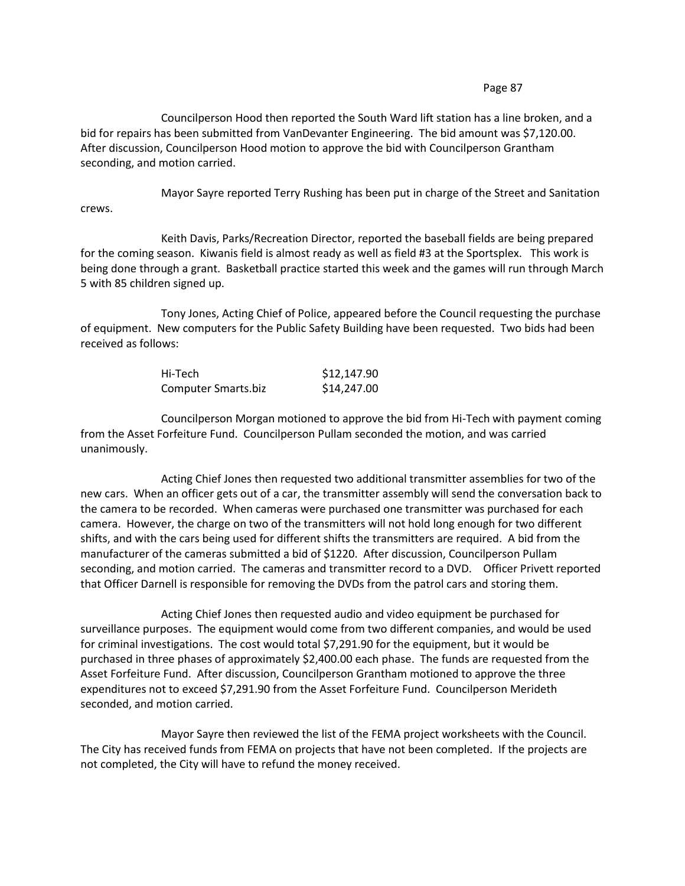Councilperson Hood then reported the South Ward lift station has a line broken, and a bid for repairs has been submitted from VanDevanter Engineering. The bid amount was $7,120.00. After discussion, Councilperson Hood motion to approve the bid with Councilperson Grantham seconding, and motion carried.

Mayor Sayre reported Terry Rushing has been put in charge of the Street and Sanitation crews.

Keith Davis, Parks/Recreation Director, reported the baseball fields are being prepared for the coming season. Kiwanis field is almost ready as well as field #3 at the Sportsplex. This work is being done through a grant. Basketball practice started this week and the games will run through March 5 with 85 children signed up.

Tony Jones, Acting Chief of Police, appeared before the Council requesting the purchase of equipment. New computers for the Public Safety Building have been requested. Two bids had been received as follows:

| | |
|---|---|
| Hi-Tech | $12,147.90 |
| Computer Smarts.biz | $14,247.00 |

Councilperson Morgan motioned to approve the bid from Hi-Tech with payment coming from the Asset Forfeiture Fund. Councilperson Pullam seconded the motion, and was carried unanimously.

Acting Chief Jones then requested two additional transmitter assemblies for two of the new cars. When an officer gets out of a car, the transmitter assembly will send the conversation back to the camera to be recorded. When cameras were purchased one transmitter was purchased for each camera. However, the charge on two of the transmitters will not hold long enough for two different shifts, and with the cars being used for different shifts the transmitters are required. A bid from the manufacturer of the cameras submitted a bid of $1220. After discussion, Councilperson Pullam seconding, and motion carried. The cameras and transmitter record to a DVD. Officer Privett reported that Officer Darnell is responsible for removing the DVDs from the patrol cars and storing them.

Acting Chief Jones then requested audio and video equipment be purchased for surveillance purposes. The equipment would come from two different companies, and would be used for criminal investigations. The cost would total $7,291.90 for the equipment, but it would be purchased in three phases of approximately $2,400.00 each phase. The funds are requested from the Asset Forfeiture Fund. After discussion, Councilperson Grantham motioned to approve the three expenditures not to exceed $7,291.90 from the Asset Forfeiture Fund. Councilperson Merideth seconded, and motion carried.

Mayor Sayre then reviewed the list of the FEMA project worksheets with the Council. The City has received funds from FEMA on projects that have not been completed. If the projects are not completed, the City will have to refund the money received.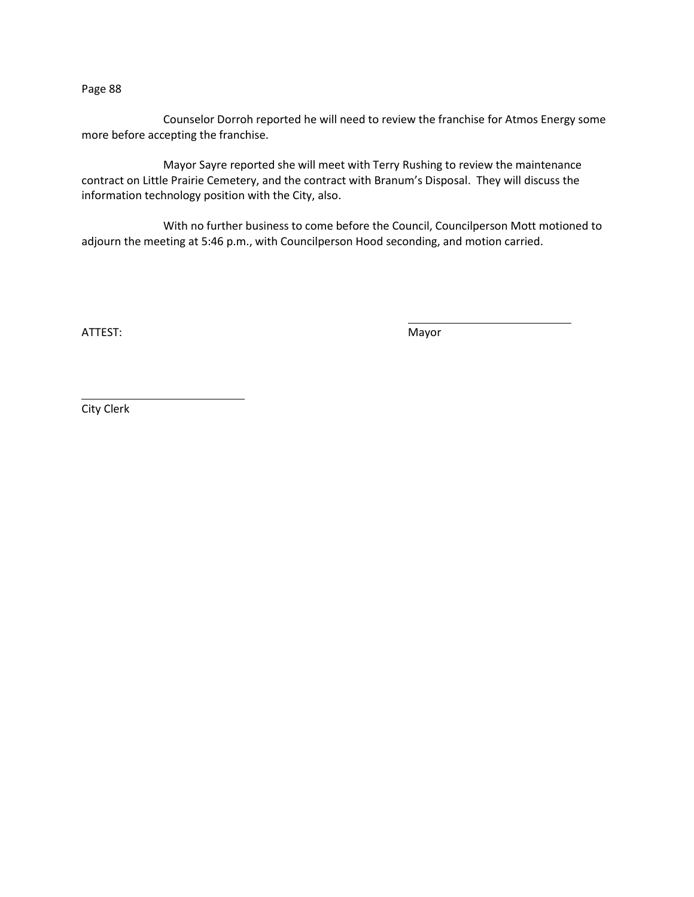Counselor Dorroh reported he will need to review the franchise for Atmos Energy some more before accepting the franchise.

Mayor Sayre reported she will meet with Terry Rushing to review the maintenance contract on Little Prairie Cemetery, and the contract with Branum's Disposal. They will discuss the information technology position with the City, also.

With no further business to come before the Council, Councilperson Mott motioned to adjourn the meeting at 5:46 p.m., with Councilperson Hood seconding, and motion carried.

ATTEST: ____________________________ Mayor

____________________________
City Clerk